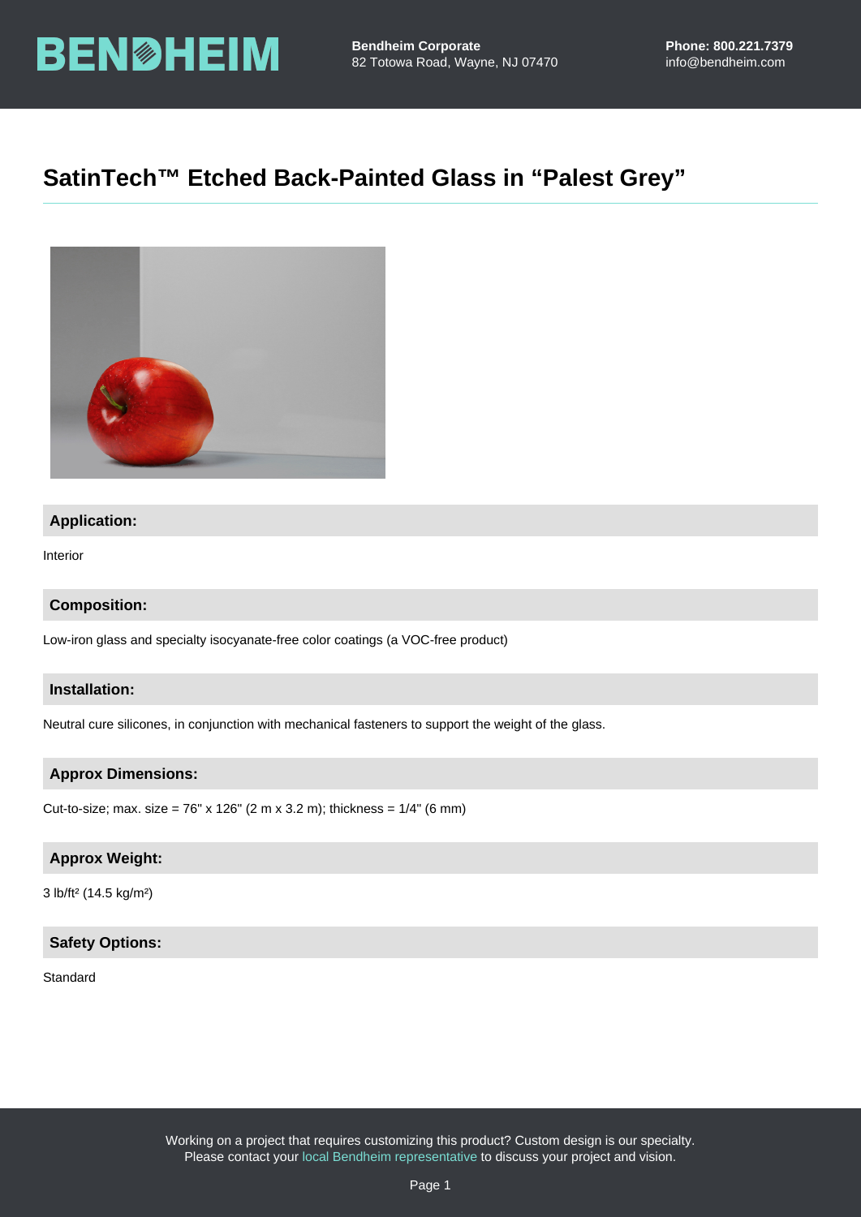BENDHEIM

**Bendheim Corporate**
82 Totowa Road, Wayne, NJ 07470

**Phone: 800.221.7379**
info@bendheim.com

# SatinTech™ Etched Back-Painted Glass in “Palest Grey”

## Application:

Interior

## Composition:

Low-iron glass and specialty isocyanate-free color coatings (a VOC-free product)

## Installation:

Neutral cure silicones, in conjunction with mechanical fasteners to support the weight of the glass.

## Approx Dimensions:

Cut-to-size; max. size = 76" x 126" (2 m x 3.2 m); thickness = 1/4" (6 mm)

## Approx Weight:

3 lb/ft² (14.5 kg/m²)

## Safety Options:

Standard

Working on a project that requires customizing this product? Custom design is our specialty.
Please contact your local Bendheim representative to discuss your project and vision.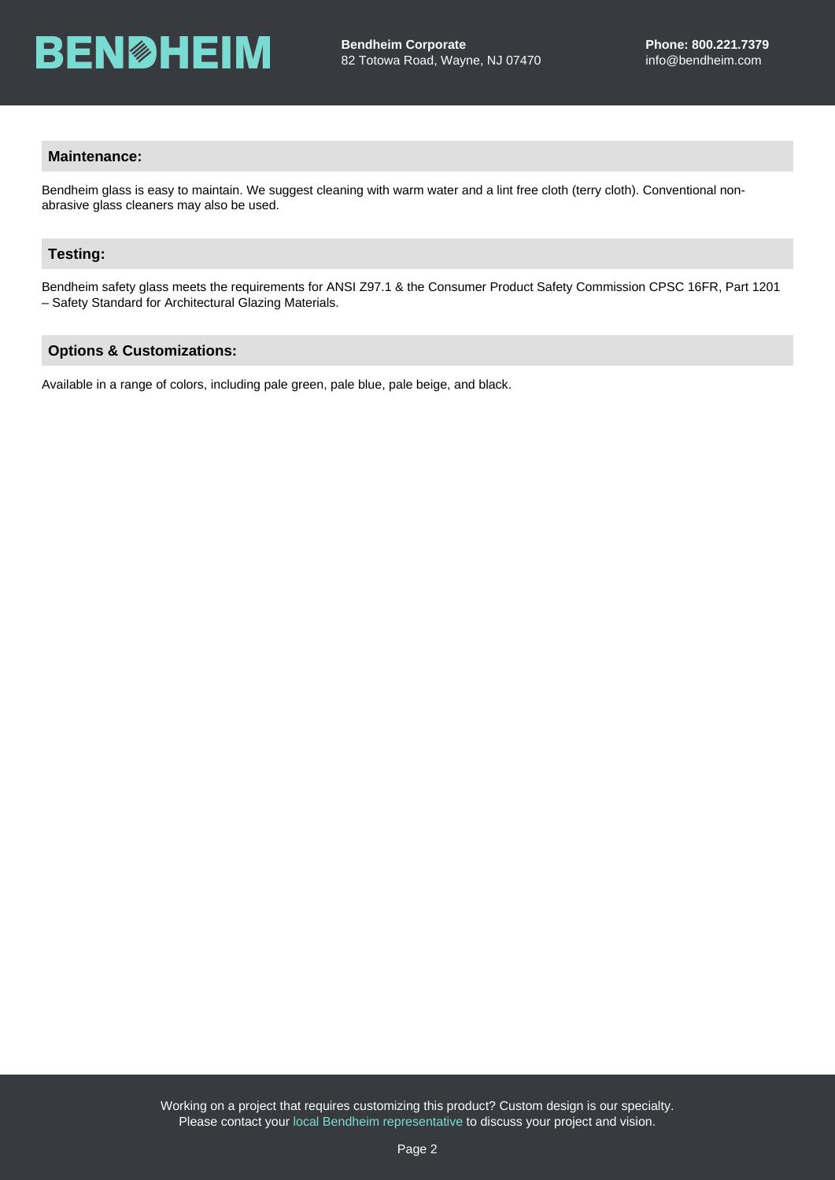## Maintenance:

Bendheim glass is easy to maintain. We suggest cleaning with warm water and a lint free cloth (terry cloth). Conventional non-abrasive glass cleaners may also be used.

## Testing:

Bendheim safety glass meets the requirements for ANSI Z97.1 & the Consumer Product Safety Commission CPSC 16FR, Part 1201 – Safety Standard for Architectural Glazing Materials.

## Options & Customizations:

Available in a range of colors, including pale green, pale blue, pale beige, and black.

Working on a project that requires customizing this product? Custom design is our specialty.
Please contact your local Bendheim representative to discuss your project and vision.